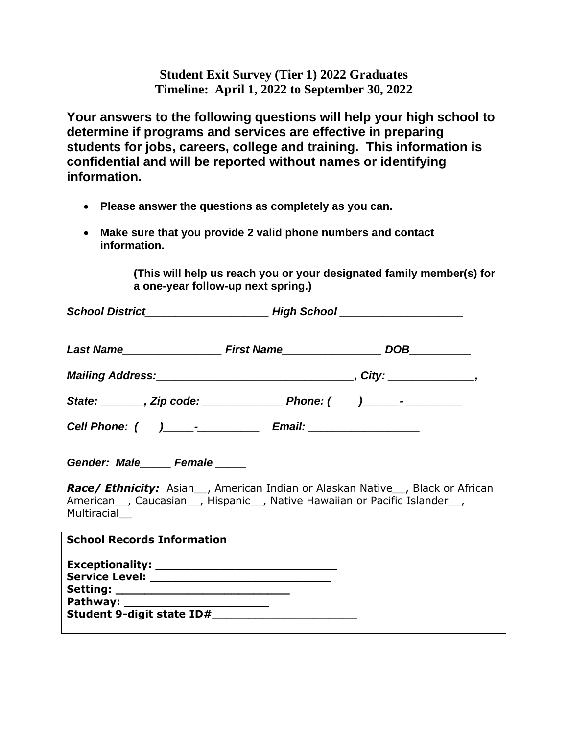**Student Exit Survey (Tier 1) 2022 Graduates**
**Timeline: April 1, 2022 to September 30, 2022**

**Your answers to the following questions will help your high school to determine if programs and services are effective in preparing students for jobs, careers, college and training. This information is confidential and will be reported without names or identifying information.**

- **Please answer the questions as completely as you can.**
- **Make sure that you provide 2 valid phone numbers and contact information.**

**(This will help us reach you or your designated family member(s) for a one-year follow-up next spring.)**

***School District*___________________ *High School* ___________________**

***Last Name*_______________ *First Name*_______________ *DOB*_________**

***Mailing Address:*______________________________, *City:* _____________,**

***State:* _______, *Zip code:* ____________ *Phone:* (      )______- ________**

***Cell Phone:* (      )_____-_________ *Email:* _________________**

***Gender:* *Male*_____ *Female* _____**

***Race/ Ethnicity:*** Asian__, American Indian or Alaskan Native__, Black or African American__, Caucasian__, Hispanic__, Native Hawaiian or Pacific Islander__, Multiracial__

**School Records Information**

**Exceptionality: _________________________**
**Service Level: _________________________**
**Setting: _______________________**
**Pathway: ____________________**
**Student 9-digit state ID#____________________**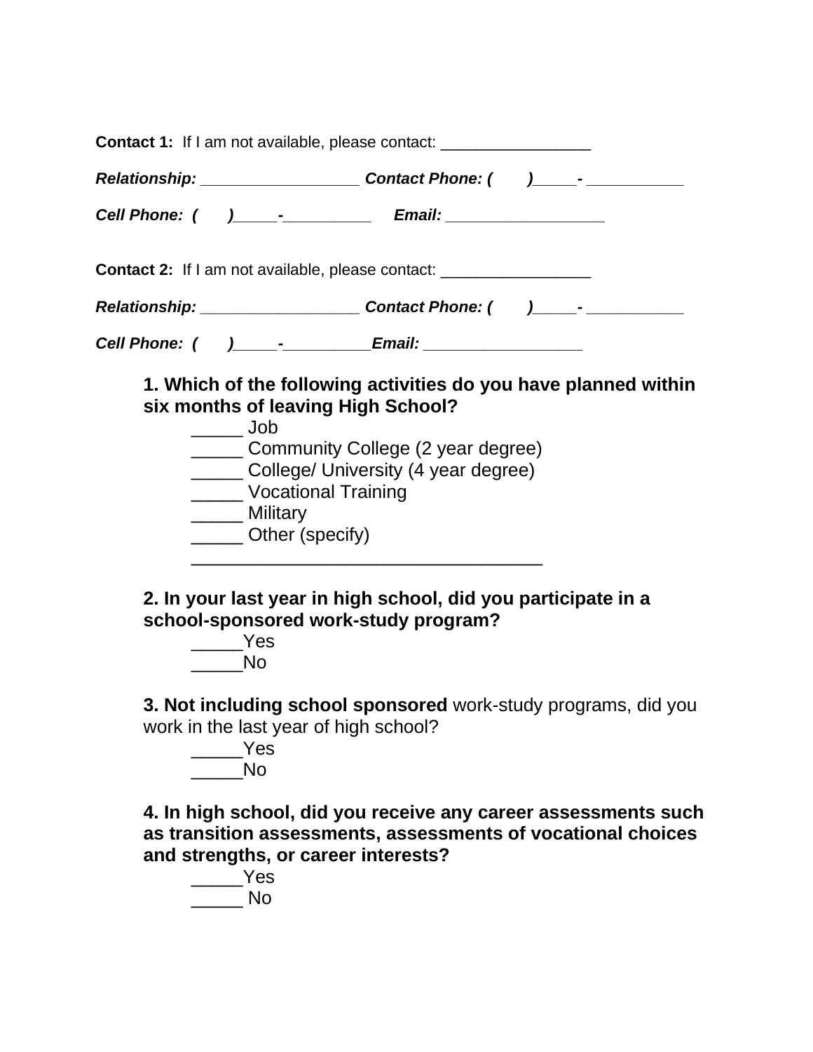**Contact 1:** If I am not available, please contact: _________________

***Relationship:*** __________________ ***Contact Phone: (       )_____- ___________***

***Cell Phone: (      )_____-__________***     ***Email:*** __________________

**Contact 2:** If I am not available, please contact: _________________

***Relationship:*** __________________ ***Contact Phone: (       )_____- ___________***

***Cell Phone: (      )_____-__________Email:*** __________________

**1. Which of the following activities do you have planned within six months of leaving High School?**

_____ Job
_____ Community College (2 year degree)
_____ College/ University (4 year degree)
_____ Vocational Training
_____ Military
_____ Other (specify)
____________________________________

**2. In your last year in high school, did you participate in a school-sponsored work-study program?**

_____Yes
_____No

**3. Not including school sponsored** work-study programs, did you work in the last year of high school?

_____Yes
_____No

**4. In high school, did you receive any career assessments such as transition assessments, assessments of vocational choices and strengths, or career interests?**

_____Yes
_____ No